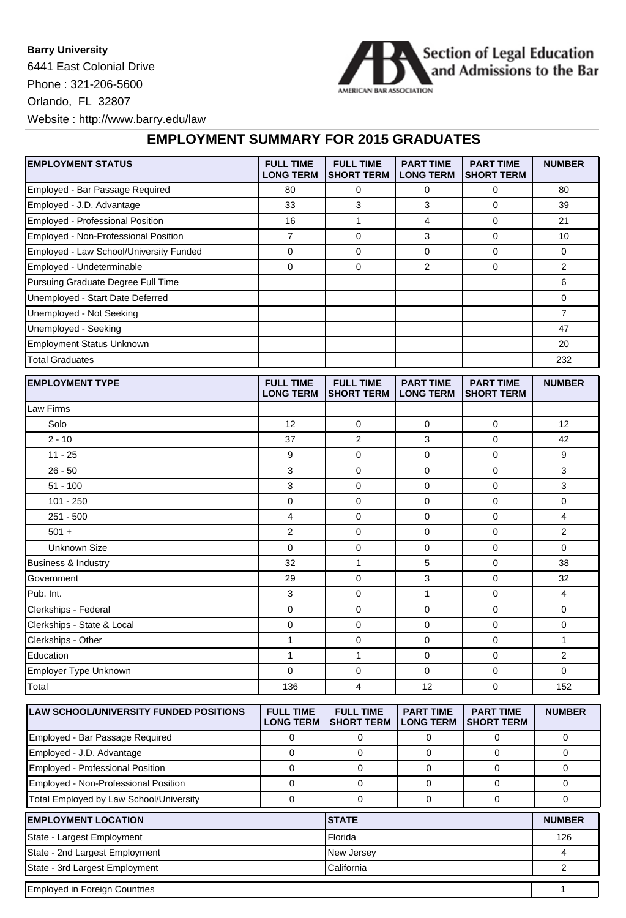**Barry University**

6441 East Colonial Drive

Phone : 321-206-5600

Orlando, FL 32807

Website : http://www.barry.edu/law

Section of Legal Education and Admissions to the Bar

AMERICAN BAR ASSOCIATION

## EMPLOYMENT SUMMARY FOR 2015 GRADUATES

| EMPLOYMENT STATUS | FULL TIME LONG TERM | FULL TIME SHORT TERM | PART TIME LONG TERM | PART TIME SHORT TERM | NUMBER |
|---|---|---|---|---|---|
| Employed - Bar Passage Required | 80 | 0 | 0 | 0 | 80 |
| Employed - J.D. Advantage | 33 | 3 | 3 | 0 | 39 |
| Employed - Professional Position | 16 | 1 | 4 | 0 | 21 |
| Employed - Non-Professional Position | 7 | 0 | 3 | 0 | 10 |
| Employed - Law School/University Funded | 0 | 0 | 0 | 0 | 0 |
| Employed - Undeterminable | 0 | 0 | 2 | 0 | 2 |
| Pursuing Graduate Degree Full Time | | | | | 6 |
| Unemployed - Start Date Deferred | | | | | 0 |
| Unemployed - Not Seeking | | | | | 7 |
| Unemployed - Seeking | | | | | 47 |
| Employment Status Unknown | | | | | 20 |
| Total Graduates | | | | | 232 |

| EMPLOYMENT TYPE | FULL TIME LONG TERM | FULL TIME SHORT TERM | PART TIME LONG TERM | PART TIME SHORT TERM | NUMBER |
|---|---|---|---|---|---|
| Law Firms | | | | | |
| Solo | 12 | 0 | 0 | 0 | 12 |
| 2 - 10 | 37 | 2 | 3 | 0 | 42 |
| 11 - 25 | 9 | 0 | 0 | 0 | 9 |
| 26 - 50 | 3 | 0 | 0 | 0 | 3 |
| 51 - 100 | 3 | 0 | 0 | 0 | 3 |
| 101 - 250 | 0 | 0 | 0 | 0 | 0 |
| 251 - 500 | 4 | 0 | 0 | 0 | 4 |
| 501 + | 2 | 0 | 0 | 0 | 2 |
| Unknown Size | 0 | 0 | 0 | 0 | 0 |
| Business & Industry | 32 | 1 | 5 | 0 | 38 |
| Government | 29 | 0 | 3 | 0 | 32 |
| Pub. Int. | 3 | 0 | 1 | 0 | 4 |
| Clerkships - Federal | 0 | 0 | 0 | 0 | 0 |
| Clerkships - State & Local | 0 | 0 | 0 | 0 | 0 |
| Clerkships - Other | 1 | 0 | 0 | 0 | 1 |
| Education | 1 | 1 | 0 | 0 | 2 |
| Employer Type Unknown | 0 | 0 | 0 | 0 | 0 |
| Total | 136 | 4 | 12 | 0 | 152 |

| LAW SCHOOL/UNIVERSITY FUNDED POSITIONS | FULL TIME LONG TERM | FULL TIME SHORT TERM | PART TIME LONG TERM | PART TIME SHORT TERM | NUMBER |
|---|---|---|---|---|---|
| Employed - Bar Passage Required | 0 | 0 | 0 | 0 | 0 |
| Employed - J.D. Advantage | 0 | 0 | 0 | 0 | 0 |
| Employed - Professional Position | 0 | 0 | 0 | 0 | 0 |
| Employed - Non-Professional Position | 0 | 0 | 0 | 0 | 0 |
| Total Employed by Law School/University | 0 | 0 | 0 | 0 | 0 |

| EMPLOYMENT LOCATION | STATE | NUMBER |
|---|---|---|
| State - Largest Employment | Florida | 126 |
| State - 2nd Largest Employment | New Jersey | 4 |
| State - 3rd Largest Employment | California | 2 |

| | |
|---|---|
| Employed in Foreign Countries | 1 |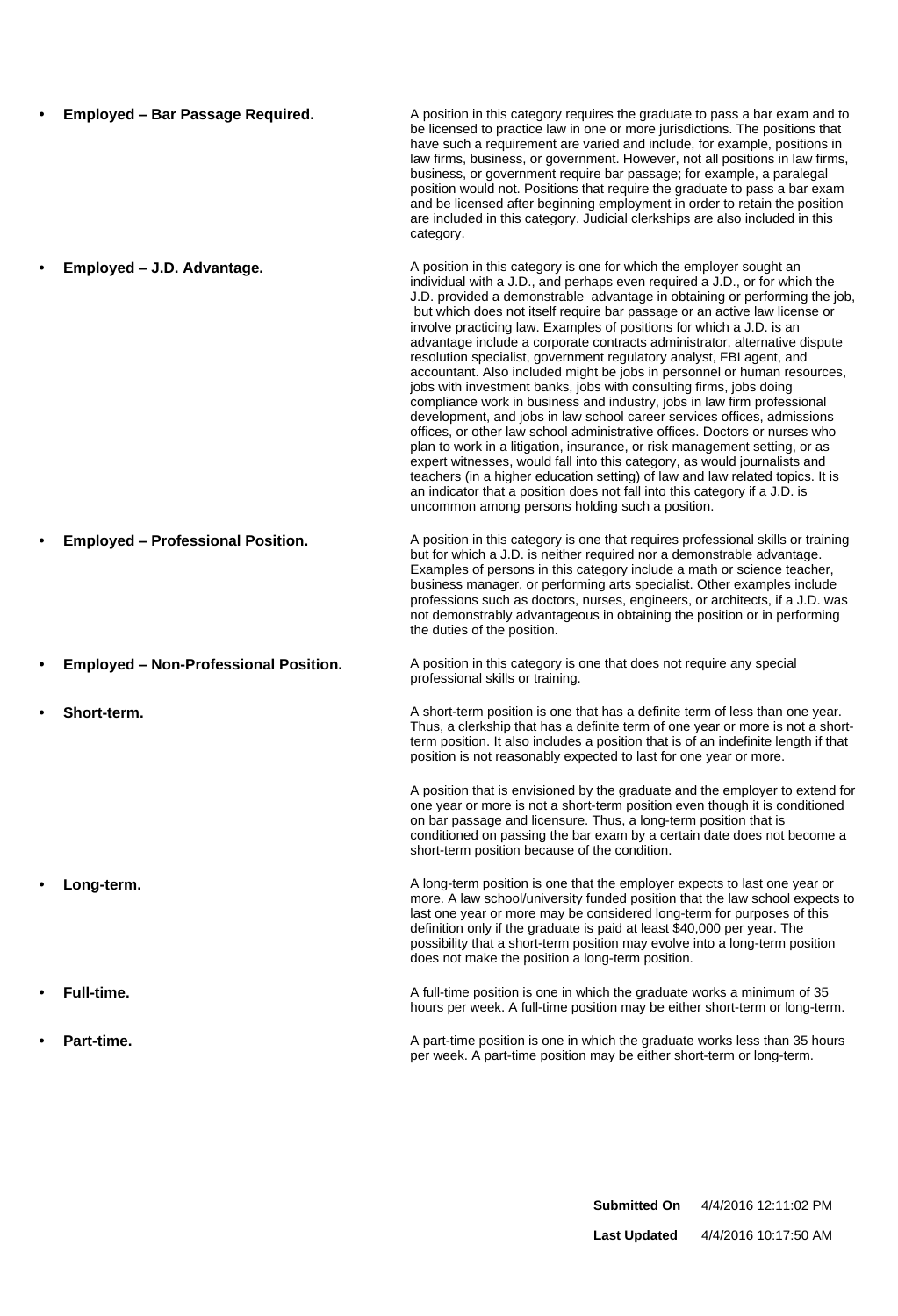- **Employed – Bar Passage Required.** A position in this category requires the graduate to pass a bar exam and to be licensed to practice law in one or more jurisdictions. The positions that have such a requirement are varied and include, for example, positions in law firms, business, or government. However, not all positions in law firms, business, or government require bar passage; for example, a paralegal position would not. Positions that require the graduate to pass a bar exam and be licensed after beginning employment in order to retain the position are included in this category. Judicial clerkships are also included in this category.

- **Employed – J.D. Advantage.** A position in this category is one for which the employer sought an individual with a J.D., and perhaps even required a J.D., or for which the J.D. provided a demonstrable advantage in obtaining or performing the job, but which does not itself require bar passage or an active law license or involve practicing law. Examples of positions for which a J.D. is an advantage include a corporate contracts administrator, alternative dispute resolution specialist, government regulatory analyst, FBI agent, and accountant. Also included might be jobs in personnel or human resources, jobs with investment banks, jobs with consulting firms, jobs doing compliance work in business and industry, jobs in law firm professional development, and jobs in law school career services offices, admissions offices, or other law school administrative offices. Doctors or nurses who plan to work in a litigation, insurance, or risk management setting, or as expert witnesses, would fall into this category, as would journalists and teachers (in a higher education setting) of law and law related topics. It is an indicator that a position does not fall into this category if a J.D. is uncommon among persons holding such a position.

- **Employed – Professional Position.** A position in this category is one that requires professional skills or training but for which a J.D. is neither required nor a demonstrable advantage. Examples of persons in this category include a math or science teacher, business manager, or performing arts specialist. Other examples include professions such as doctors, nurses, engineers, or architects, if a J.D. was not demonstrably advantageous in obtaining the position or in performing the duties of the position.

- **Employed – Non-Professional Position.** A position in this category is one that does not require any special professional skills or training.

- **Short-term.** A short-term position is one that has a definite term of less than one year. Thus, a clerkship that has a definite term of one year or more is not a short-term position. It also includes a position that is of an indefinite length if that position is not reasonably expected to last for one year or more.

  A position that is envisioned by the graduate and the employer to extend for one year or more is not a short-term position even though it is conditioned on bar passage and licensure. Thus, a long-term position that is conditioned on passing the bar exam by a certain date does not become a short-term position because of the condition.

- **Long-term.** A long-term position is one that the employer expects to last one year or more. A law school/university funded position that the law school expects to last one year or more may be considered long-term for purposes of this definition only if the graduate is paid at least $40,000 per year. The possibility that a short-term position may evolve into a long-term position does not make the position a long-term position.

- **Full-time.** A full-time position is one in which the graduate works a minimum of 35 hours per week. A full-time position may be either short-term or long-term.

- **Part-time.** A part-time position is one in which the graduate works less than 35 hours per week. A part-time position may be either short-term or long-term.

**Submitted On** 4/4/2016 12:11:02 PM

**Last Updated** 4/4/2016 10:17:50 AM